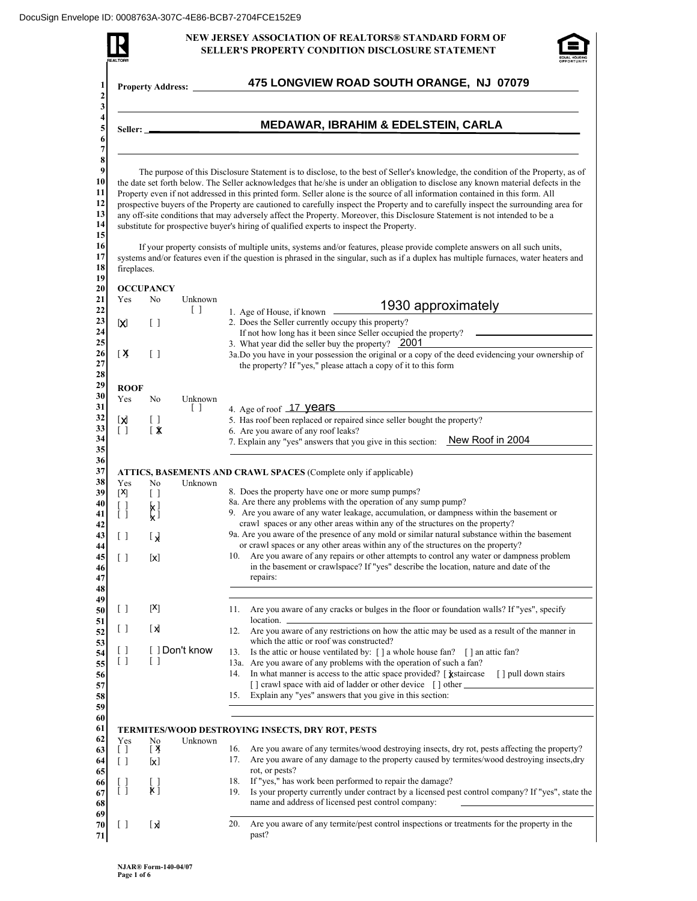DocuSign Envelope ID: 0008763A-307C-4E86-BCB7-2704FCE152E9

# NEW JERSEY ASSOCIATION OF REALTORS® STANDARD FORM OF SELLER'S PROPERTY CONDITION DISCLOSURE STATEMENT

**Property Address:** 475 LONGVIEW ROAD SOUTH ORANGE, NJ 07079

**Seller:** MEDAWAR, IBRAHIM & EDELSTEIN, CARLA

The purpose of this Disclosure Statement is to disclose, to the best of Seller's knowledge, the condition of the Property, as of the date set forth below. The Seller acknowledges that he/she is under an obligation to disclose any known material defects in the Property even if not addressed in this printed form. Seller alone is the source of all information contained in this form. All prospective buyers of the Property are cautioned to carefully inspect the Property and to carefully inspect the surrounding area for any off-site conditions that may adversely affect the Property. Moreover, this Disclosure Statement is not intended to be a substitute for prospective buyer's hiring of qualified experts to inspect the Property.

If your property consists of multiple units, systems and/or features, please provide complete answers on all such units, systems and/or features even if the question is phrased in the singular, such as if a duplex has multiple furnaces, water heaters and fireplaces.

## OCCUPANCY

| Yes | No | Unknown | |
|---|---|---|---|
| | | [ ] | 1. Age of House, if known 1930 approximately |
| [X] | [ ] | | 2. Does the Seller currently occupy this property? If not how long has it been since Seller occupied the property? |
| | | | 3. What year did the seller buy the property? 2001 |
| [X] | [ ] | | 3a. Do you have in your possession the original or a copy of the deed evidencing your ownership of the property? If "yes," please attach a copy of it to this form |

## ROOF

| Yes | No | Unknown | |
|---|---|---|---|
| | | [ ] | 4. Age of roof 17 years |
| [X] | [ ] | | 5. Has roof been replaced or repaired since seller bought the property? |
| [ ] | [X] | | 6. Are you aware of any roof leaks? |
| | | | 7. Explain any "yes" answers that you give in this section: New Roof in 2004 |

## ATTICS, BASEMENTS AND CRAWL SPACES (Complete only if applicable)

| Yes | No | Unknown | |
|---|---|---|---|
| [X] | [ ] | | 8. Does the property have one or more sump pumps? |
| [ ] | [X] | | 8a. Are there any problems with the operation of any sump pump? |
| [ ] | [X] | | 9. Are you aware of any water leakage, accumulation, or dampness within the basement or crawl spaces or any other areas within any of the structures on the property? |
| [ ] | [X] | | 9a. Are you aware of the presence of any mold or similar natural substance within the basement or crawl spaces or any other areas within any of the structures on the property? |
| [ ] | [X] | | 10. Are you aware of any repairs or other attempts to control any water or dampness problem in the basement or crawlspace? If "yes" describe the location, nature and date of the repairs: |
| [ ] | [X] | | 11. Are you aware of any cracks or bulges in the floor or foundation walls? If "yes", specify location. |
| [ ] | [X] | | 12. Are you aware of any restrictions on how the attic may be used as a result of the manner in which the attic or roof was constructed? |
| [ ] | [ ] Don't know | | 13. Is the attic or house ventilated by: [ ] a whole house fan? [ ] an attic fan? |
| [ ] | [ ] | | 13a. Are you aware of any problems with the operation of such a fan? |
| | | | 14. In what manner is access to the attic space provided? [X] staircase [ ] pull down stairs [ ] crawl space with aid of ladder or other device [ ] other |
| | | | 15. Explain any "yes" answers that you give in this section: |

## TERMITES/WOOD DESTROYING INSECTS, DRY ROT, PESTS

| Yes | No | Unknown | |
|---|---|---|---|
| [ ] | [X] | | 16. Are you aware of any termites/wood destroying insects, dry rot, pests affecting the property? |
| [ ] | [X] | | 17. Are you aware of any damage to the property caused by termites/wood destroying insects, dry rot, or pests? |
| [ ] | [ ] | | 18. If "yes," has work been performed to repair the damage? |
| [ ] | [X] | | 19. Is your property currently under contract by a licensed pest control company? If "yes", state the name and address of licensed pest control company: |
| [ ] | [X] | | 20. Are you aware of any termite/pest control inspections or treatments for the property in the past? |

NJAR® Form-140-04/07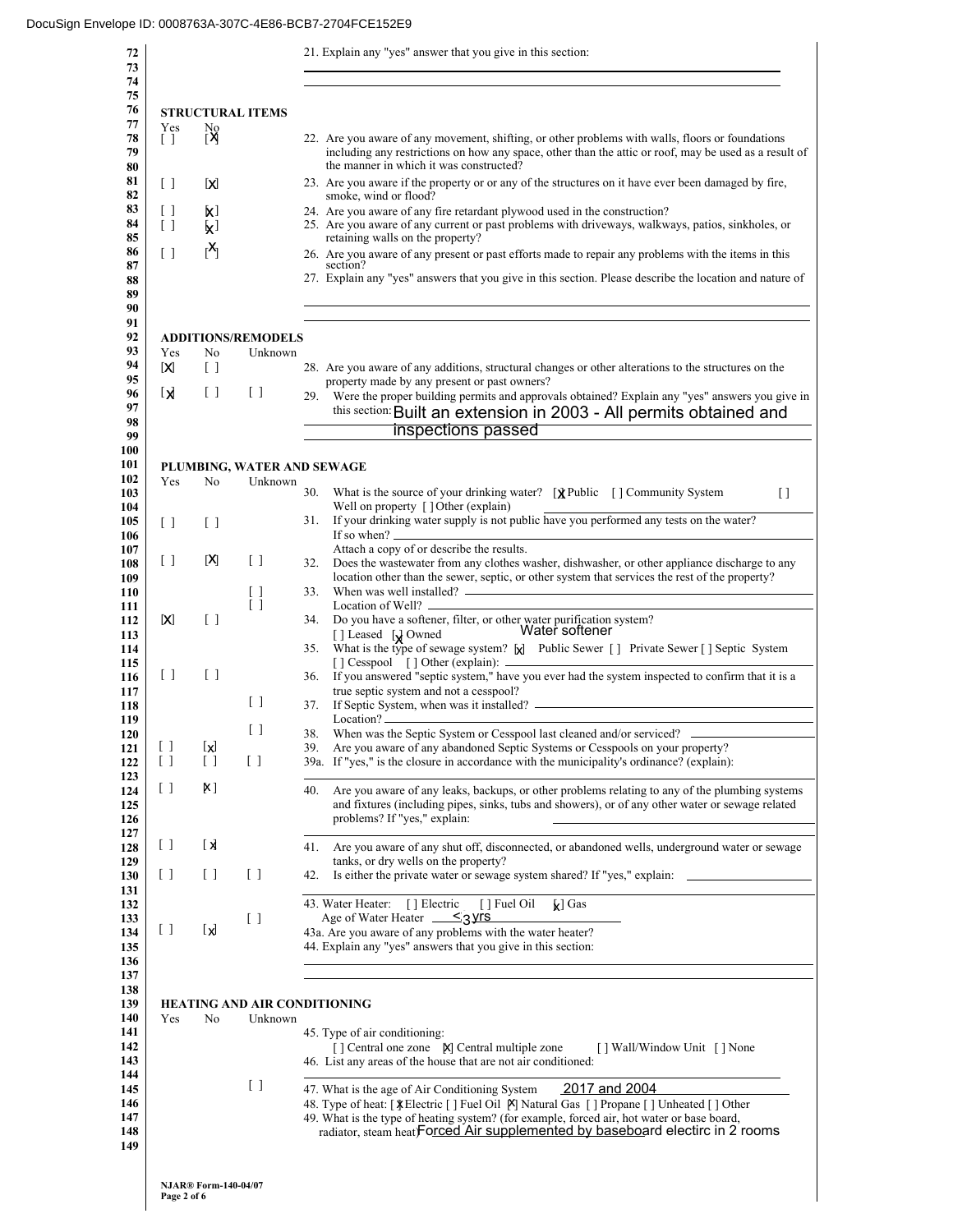DocuSign Envelope ID: 0008763A-307C-4E86-BCB7-2704FCE152E9

21. Explain any "yes" answer that you give in this section:

## STRUCTURAL ITEMS

| Yes | No | |
|---|---|---|
| [ ] | [X] | 22. Are you aware of any movement, shifting, or other problems with walls, floors or foundations including any restrictions on how any space, other than the attic or roof, may be used as a result of the manner in which it was constructed? |
| [ ] | [X] | 23. Are you aware if the property or or any of the structures on it have ever been damaged by fire, smoke, wind or flood? |
| [ ] | [X] | 24. Are you aware of any fire retardant plywood used in the construction? |
| [ ] | [X] | 25. Are you aware of any current or past problems with driveways, walkways, patios, sinkholes, or retaining walls on the property? |
| [ ] | [X] | 26. Are you aware of any present or past efforts made to repair any problems with the items in this section? |

27. Explain any "yes" answers that you give in this section. Please describe the location and nature of

## ADDITIONS/REMODELS

| Yes | No | Unknown | |
|---|---|---|---|
| [X] | [ ] | | 28. Are you aware of any additions, structural changes or other alterations to the structures on the property made by any present or past owners? |
| [X] | [ ] | [ ] | 29. Were the proper building permits and approvals obtained? Explain any "yes" answers you give in this section: Built an extension in 2003 - All permits obtained and inspections passed |

## PLUMBING, WATER AND SEWAGE

| Yes | No | Unknown | |
|---|---|---|---|
| | | | 30. What is the source of your drinking water? [X] Public [ ] Community System [ ] Well on property [ ] Other (explain) |
| [ ] | [ ] | | 31. If your drinking water supply is not public have you performed any tests on the water? If so when? Attach a copy of or describe the results. |
| [ ] | [X] | [ ] | 32. Does the wastewater from any clothes washer, dishwasher, or other appliance discharge to any location other than the sewer, septic, or other system that services the rest of the property? |
| | | [ ] | 33. When was well installed? |
| | | [ ] | Location of Well? |
| [X] | [ ] | | 34. Do you have a softener, filter, or other water purification system? Water softener [ ] Leased [X] Owned |
| | | | 35. What is the type of sewage system? [X] Public Sewer [ ] Private Sewer [ ] Septic System [ ] Cesspool [ ] Other (explain): |
| [ ] | [ ] | | 36. If you answered "septic system," have you ever had the system inspected to confirm that it is a true septic system and not a cesspool? |
| | | [ ] | 37. If Septic System, when was it installed? Location? |
| | | [ ] | 38. When was the Septic System or Cesspool last cleaned and/or serviced? |
| [ ] | [X] | | 39. Are you aware of any abandoned Septic Systems or Cesspools on your property? |
| [ ] | [ ] | [ ] | 39a. If "yes," is the closure in accordance with the municipality's ordinance? (explain): |
| [ ] | [X] | | 40. Are you aware of any leaks, backups, or other problems relating to any of the plumbing systems and fixtures (including pipes, sinks, tubs and showers), or of any other water or sewage related problems? If "yes," explain: |
| [ ] | [X] | | 41. Are you aware of any shut off, disconnected, or abandoned wells, underground water or sewage tanks, or dry wells on the property? |
| [ ] | [ ] | [ ] | 42. Is either the private water or sewage system shared? If "yes," explain: |
| | | | 43. Water Heater: [ ] Electric [ ] Fuel Oil [X] Gas |
| | | [ ] | Age of Water Heater <3 yrs |
| [ ] | [X] | | 43a. Are you aware of any problems with the water heater? |

44. Explain any "yes" answers that you give in this section.

## HEATING AND AIR CONDITIONING

| Yes | No | Unknown | |
|---|---|---|---|
| | | | 45. Type of air conditioning: [ ] Central one zone [X] Central multiple zone [ ] Wall/Window Unit [ ] None |
| | | | 46. List any areas of the house that are not air conditioned: |
| | | [ ] | 47. What is the age of Air Conditioning System 2017 and 2004 |
| | | | 48. Type of heat: [X] Electric [ ] Fuel Oil [X] Natural Gas [ ] Propane [ ] Unheated [ ] Other |
| | | | 49. What is the type of heating system? (for example, forced air, hot water or base board, radiator, steam heat) Forced Air supplemented by baseboard electirc in 2 rooms |

NJAR® Form-140-04/07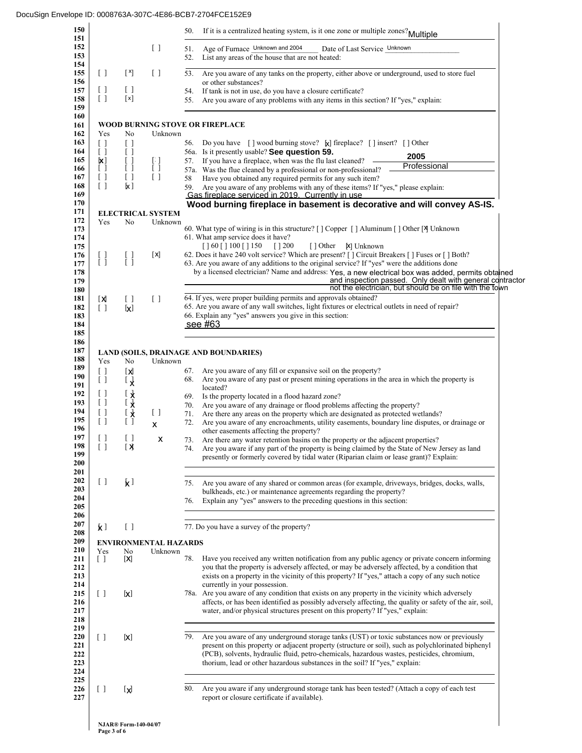DocuSign Envelope ID: 0008763A-307C-4E86-BCB7-2704FCE152E9

| Line | Yes | No | Unknown | Question |
|---|---|---|---|---|
| 150 | | | | 50. If it is a centralized heating system, is it one zone or multiple zones? Multiple |
| 152 | | | [ ] | 51. Age of Furnace Unknown and 2004 Date of Last Service Unknown |
| 153 | | | | 52. List any areas of the house that are not heated: |
| 155 | [ ] | [x] | [ ] | 53. Are you aware of any tanks on the property, either above or underground, used to store fuel or other substances? |
| 157 | [ ] | [ ] | | 54. If tank is not in use, do you have a closure certificate? |
| 158 | [ ] | [x] | | 55. Are you aware of any problems with any items in this section? If "yes," explain: |

## WOOD BURNING STOVE OR FIREPLACE

| Line | Yes | No | Unknown | Question |
|---|---|---|---|---|
| 163 | [ ] | [ ] | | 56. Do you have [ ] wood burning stove? [x] fireplace? [ ] insert? [ ] Other |
| 164 | [ ] | [ ] | | 56a. Is it presently usable? **See question 59.** |
| 165 | [x] | [ ] | [ ] | 57. If you have a fireplace, when was the flu last cleaned? **2005** |
| 166 | [ ] | [ ] | [ ] | 57a. Was the flue cleaned by a professional or non-professional? Professional |
| 167 | [ ] | [ ] | [ ] | 58 Have you obtained any required permits for any such item? |
| 168 | [ ] | [x] | | 59. Are you aware of any problems with any of these items? If "yes," please explain: Gas fireplace serviced in 2019. Currently in use **Wood burning fireplace in basement is decorative and will convey AS-IS.** |

## ELECTRICAL SYSTEM

| Line | Yes | No | Unknown | Question |
|---|---|---|---|---|
| 173 | | | | 60. What type of wiring is in this structure? [ ] Copper [ ] Aluminum [ ] Other [x] Unknown |
| 174 | | | | 61. What amp service does it have? [ ] 60 [ ] 100 [ ] 150 [ ] 200 [ ] Other [x] Unknown |
| 176 | [ ] | [ ] | [x] | 62. Does it have 240 volt service? Which are present? [ ] Circuit Breakers [ ] Fuses or [ ] Both? |
| 177 | [ ] | [ ] | | 63. Are you aware of any additions to the original service? If "yes" were the additions done by a licensed electrician? Name and address: Yes, a new electrical box was added, permits obtained and inspection passed. Only dealt with general contractor not the electrician, but should be on file with the town |
| 181 | [x] | [ ] | [ ] | 64. If yes, were proper building permits and approvals obtained? |
| 182 | [ ] | [x] | | 65. Are you aware of any wall switches, light fixtures or electrical outlets in need of repair? |
| 183 | | | | 66. Explain any "yes" answers you give in this section: see #63 |

## LAND (SOILS, DRAINAGE AND BOUNDARIES)

| Line | Yes | No | Unknown | Question |
|---|---|---|---|---|
| 189 | [ ] | [x] | | 67. Are you aware of any fill or expansive soil on the property? |
| 190 | [ ] | [x] | | 68. Are you aware of any past or present mining operations in the area in which the property is located? |
| 192 | [ ] | [x] | | 69. Is the property located in a flood hazard zone? |
| 193 | [ ] | [x] | | 70. Are you aware of any drainage or flood problems affecting the property? |
| 194 | [ ] | [x] | [ ] | 71. Are there any areas on the property which are designated as protected wetlands? |
| 195 | [ ] | [ ] | x | 72. Are you aware of any encroachments, utility easements, boundary line disputes, or drainage or other easements affecting the property? |
| 197 | [ ] | [ ] | x | 73. Are there any water retention basins on the property or the adjacent properties? |
| 198 | [ ] | [x] | | 74. Are you aware if any part of the property is being claimed by the State of New Jersey as land presently or formerly covered by tidal water (Riparian claim or lease grant)? Explain: |
| 202 | [ ] | [x] | | 75. Are you aware of any shared or common areas (for example, driveways, bridges, docks, walls, bulkheads, etc.) or maintenance agreements regarding the property? |
| 204 | | | | 76. Explain any "yes" answers to the preceding questions in this section: |
| 207 | [x] | [ ] | | 77. Do you have a survey of the property? |

## ENVIRONMENTAL HAZARDS

| Line | Yes | No | Unknown | Question |
|---|---|---|---|---|
| 211 | [ ] | [X] | | 78. Have you received any written notification from any public agency or private concern informing you that the property is adversely affected, or may be adversely affected, by a condition that exists on a property in the vicinity of this property? If "yes," attach a copy of any such notice currently in your possession. |
| 215 | [ ] | [x] | | 78a. Are you aware of any condition that exists on any property in the vicinity which adversely affects, or has been identified as possibly adversely affecting, the quality or safety of the air, soil, water, and/or physical structures present on this property? If "yes," explain: |
| 220 | [ ] | [X] | | 79. Are you aware of any underground storage tanks (UST) or toxic substances now or previously present on this property or adjacent property (structure or soil), such as polychlorinated biphenyl (PCB), solvents, hydraulic fluid, petro-chemicals, hazardous wastes, pesticides, chromium, thorium, lead or other hazardous substances in the soil? If "yes," explain: |
| 226 | [ ] | [x] | | 80. Are you aware if any underground storage tank has been tested? (Attach a copy of each test report or closure certificate if available). |

NJAR® Form-140-04/07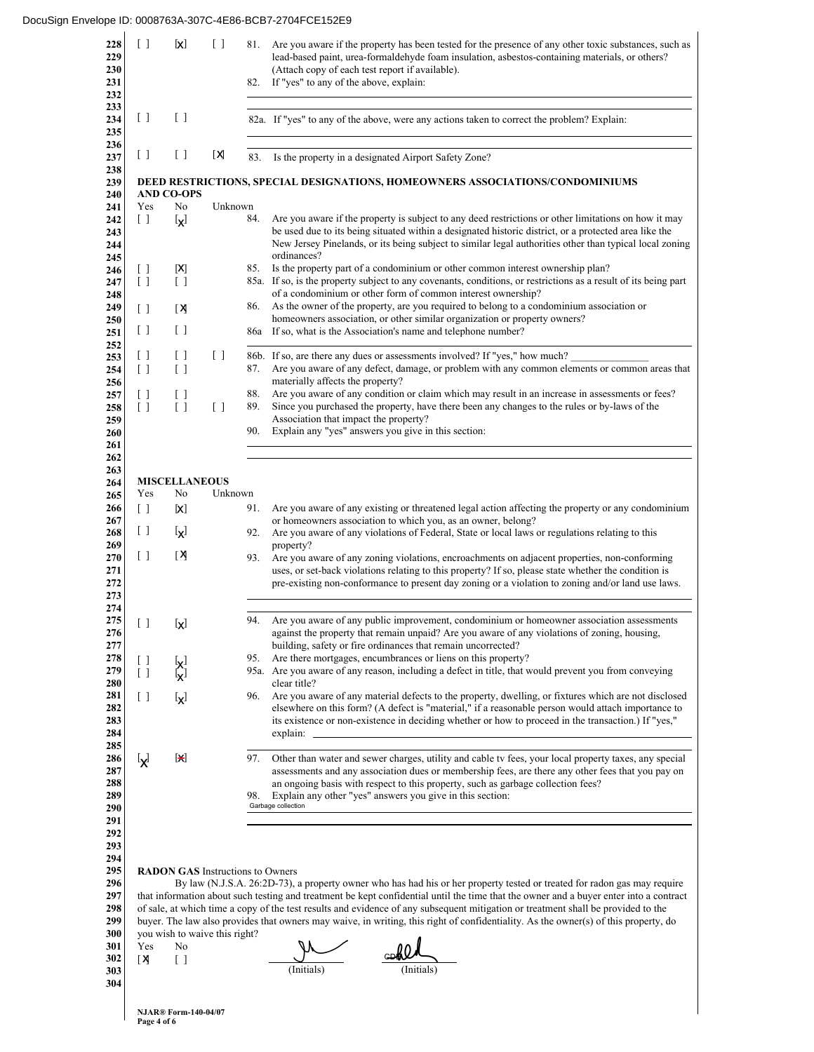DocuSign Envelope ID: 0008763A-307C-4E86-BCB7-2704FCE152E9

| Yes | No | Unknown | | |
|---|---|---|---|---|
| [ ] | [X] | [ ] | 81. | Are you aware if the property has been tested for the presence of any other toxic substances, such as lead-based paint, urea-formaldehyde foam insulation, asbestos-containing materials, or others? (Attach copy of each test report if available). |
| | | | 82. | If "yes" to any of the above, explain: |
| [ ] | [ ] | | 82a. | If "yes" to any of the above, were any actions taken to correct the problem? Explain: |
| [ ] | [ ] | [X] | 83. | Is the property in a designated Airport Safety Zone? |

**DEED RESTRICTIONS, SPECIAL DESIGNATIONS, HOMEOWNERS ASSOCIATIONS/CONDOMINIUMS AND CO-OPS**

| Yes | No | Unknown | | |
|---|---|---|---|---|
| [ ] | [X] | | 84. | Are you aware if the property is subject to any deed restrictions or other limitations on how it may be used due to its being situated within a designated historic district, or a protected area like the New Jersey Pinelands, or its being subject to similar legal authorities other than typical local zoning ordinances? |
| [ ] | [X] | | 85. | Is the property part of a condominium or other common interest ownership plan? |
| [ ] | [ ] | | 85a. | If so, is the property subject to any covenants, conditions, or restrictions as a result of its being part of a condominium or other form of common interest ownership? |
| [ ] | [X] | | 86. | As the owner of the property, are you required to belong to a condominium association or homeowners association, or other similar organization or property owners? |
| [ ] | [ ] | | 86a | If so, what is the Association's name and telephone number? |
| [ ] | [ ] | [ ] | 86b. | If so, are there any dues or assessments involved? If "yes," how much? _______________ |
| [ ] | [ ] | | 87. | Are you aware of any defect, damage, or problem with any common elements or common areas that materially affects the property? |
| [ ] | [ ] | | 88. | Are you aware of any condition or claim which may result in an increase in assessments or fees? |
| [ ] | [ ] | [ ] | 89. | Since you purchased the property, have there been any changes to the rules or by-laws of the Association that impact the property? |
| | | | 90. | Explain any "yes" answers you give in this section: |

**MISCELLANEOUS**

| Yes | No | Unknown | | |
|---|---|---|---|---|
| [ ] | [X] | | 91. | Are you aware of any existing or threatened legal action affecting the property or any condominium or homeowners association to which you, as an owner, belong? |
| [ ] | [X] | | 92. | Are you aware of any violations of Federal, State or local laws or regulations relating to this property? |
| [ ] | [X] | | 93. | Are you aware of any zoning violations, encroachments on adjacent properties, non-conforming uses, or set-back violations relating to this property? If so, please state whether the condition is pre-existing non-conformance to present day zoning or a violation to zoning and/or land use laws. |
| [ ] | [X] | | 94. | Are you aware of any public improvement, condominium or homeowner association assessments against the property that remain unpaid? Are you aware of any violations of zoning, housing, building, safety or fire ordinances that remain uncorrected? |
| [ ] | [X] | | 95. | Are there mortgages, encumbrances or liens on this property? |
| [ ] | [X] | | 95a. | Are you aware of any reason, including a defect in title, that would prevent you from conveying clear title? |
| [ ] | [X] | | 96. | Are you aware of any material defects to the property, dwelling, or fixtures which are not disclosed elsewhere on this form? (A defect is "material," if a reasonable person would attach importance to its existence or non-existence in deciding whether or how to proceed in the transaction.) If "yes," explain: |
| [X] | [~~X~~] | | 97. | Other than water and sewer charges, utility and cable tv fees, your local property taxes, any special assessments and any association dues or membership fees, are there any other fees that you pay on an ongoing basis with respect to this property, such as garbage collection fees? |
| | | | 98. | Explain any other "yes" answers you give in this section: Garbage collection |

**RADON GAS** Instructions to Owners

By law (N.J.S.A. 26:2D-73), a property owner who has had his or her property tested or treated for radon gas may require that information about such testing and treatment be kept confidential until the time that the owner and a buyer enter into a contract of sale, at which time a copy of the test results and evidence of any subsequent mitigation or treatment shall be provided to the buyer. The law also provides that owners may waive, in writing, this right of confidentiality. As the owner(s) of this property, do you wish to waive this right?

| Yes | No |
|---|---|
| [X] | [ ] |

_______________ (Initials) &nbsp;&nbsp;&nbsp; CD _______________ (Initials)

NJAR® Form-140-04/07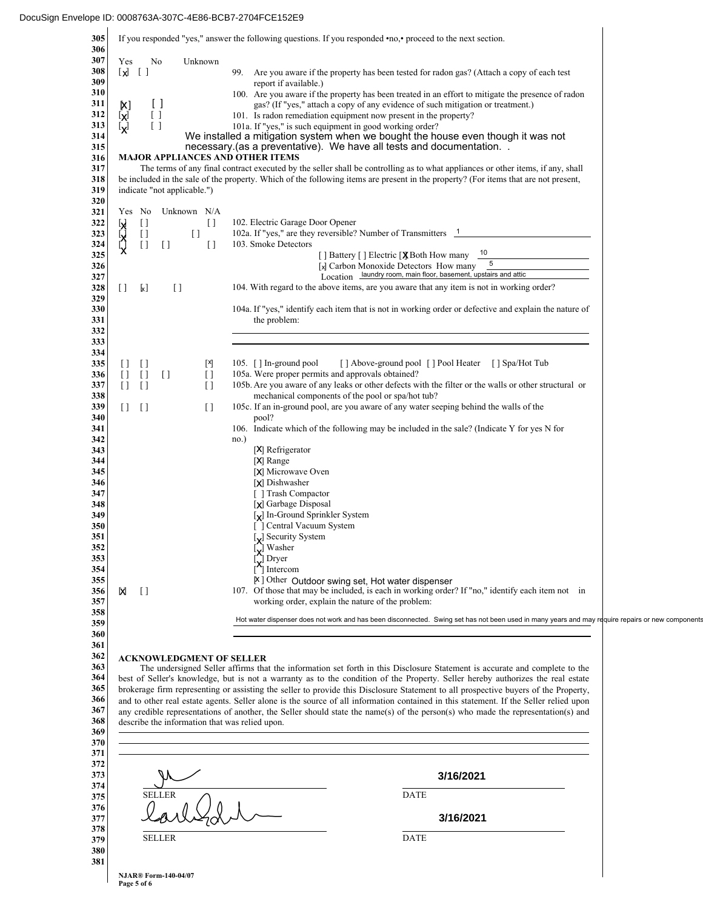If you responded "yes," answer the following questions. If you responded •no,• proceed to the next section.

| Yes | No | Unknown | |
|---|---|---|---|
| [x] | [ ] | | 99. Are you aware if the property has been tested for radon gas? (Attach a copy of each test report if available.) |
| [x] | [ ] | | 100. Are you aware if the property has been treated in an effort to mitigate the presence of radon gas? (If "yes," attach a copy of any evidence of such mitigation or treatment.) |
| [x] | [ ] | | 101. Is radon remediation equipment now present in the property? |
| [x] | [ ] | | 101a. If "yes," is such equipment in good working order? |

We installed a mitigation system when we bought the house even though it was not necessary.(as a preventative). We have all tests and documentation. .

## MAJOR APPLIANCES AND OTHER ITEMS

The terms of any final contract executed by the seller shall be controlling as to what appliances or other items, if any, shall be included in the sale of the property. Which of the following items are present in the property? (For items that are not present, indicate "not applicable.")

| Yes | No | Unknown | N/A | |
|---|---|---|---|---|
| [x] | [ ] | | [ ] | 102. Electric Garage Door Opener |
| [x] | [ ] | | [ ] | 102a. If "yes," are they reversible? Number of Transmitters 1 |
| [x] | [ ] | [ ] | [ ] | 103. Smoke Detectors |
| | | | | [ ] Battery [ ] Electric [X] Both How many 10 |
| | | | | [x] Carbon Monoxide Detectors How many 5 |
| | | | | Location laundry room, main floor, basement, upstairs and attic |
| [ ] | [x] | [ ] | | 104. With regard to the above items, are you aware that any item is not in working order? |
| | | | | 104a. If "yes," identify each item that is not in working order or defective and explain the nature of the problem: |
| [ ] | [ ] | | [x] | 105. [ ] In-ground pool [ ] Above-ground pool [ ] Pool Heater [ ] Spa/Hot Tub |
| [ ] | [ ] | [ ] | [ ] | 105a. Were proper permits and approvals obtained? |
| [ ] | [ ] | | [ ] | 105b. Are you aware of any leaks or other defects with the filter or the walls or other structural or mechanical components of the pool or spa/hot tub? |
| [ ] | [ ] | | [ ] | 105c. If an in-ground pool, are you aware of any water seeping behind the walls of the pool? |

106. Indicate which of the following may be included in the sale? (Indicate Y for yes N for no.)

- [X] Refrigerator
- [X] Range
- [X] Microwave Oven
- [X] Dishwasher
- [ ] Trash Compactor
- [X] Garbage Disposal
- [X] In-Ground Sprinkler System
- [ ] Central Vacuum System
- [X] Security System
- [X] Washer
- [X] Dryer
- [X] Intercom
- [X] Other Outdoor swing set, Hot water dispenser

| Yes | No | |
|---|---|---|
| [X] | [ ] | 107. Of those that may be included, is each in working order? If "no," identify each item not in working order, explain the nature of the problem: |

Hot water dispenser does not work and has been disconnected. Swing set has not been used in many years and may require repairs or new components

## ACKNOWLEDGMENT OF SELLER

The undersigned Seller affirms that the information set forth in this Disclosure Statement is accurate and complete to the best of Seller's knowledge, but is not a warranty as to the condition of the Property. Seller hereby authorizes the real estate brokerage firm representing or assisting the seller to provide this Disclosure Statement to all prospective buyers of the Property, and to other real estate agents. Seller alone is the source of all information contained in this statement. If the Seller relied upon any credible representations of another, the Seller should state the name(s) of the person(s) who made the representation(s) and describe the information that was relied upon.

| | |
|---|---|
| [signature] | 3/16/2021 |
| SELLER | DATE |
| [signature] | 3/16/2021 |
| SELLER | DATE |

NJAR® Form-140-04/07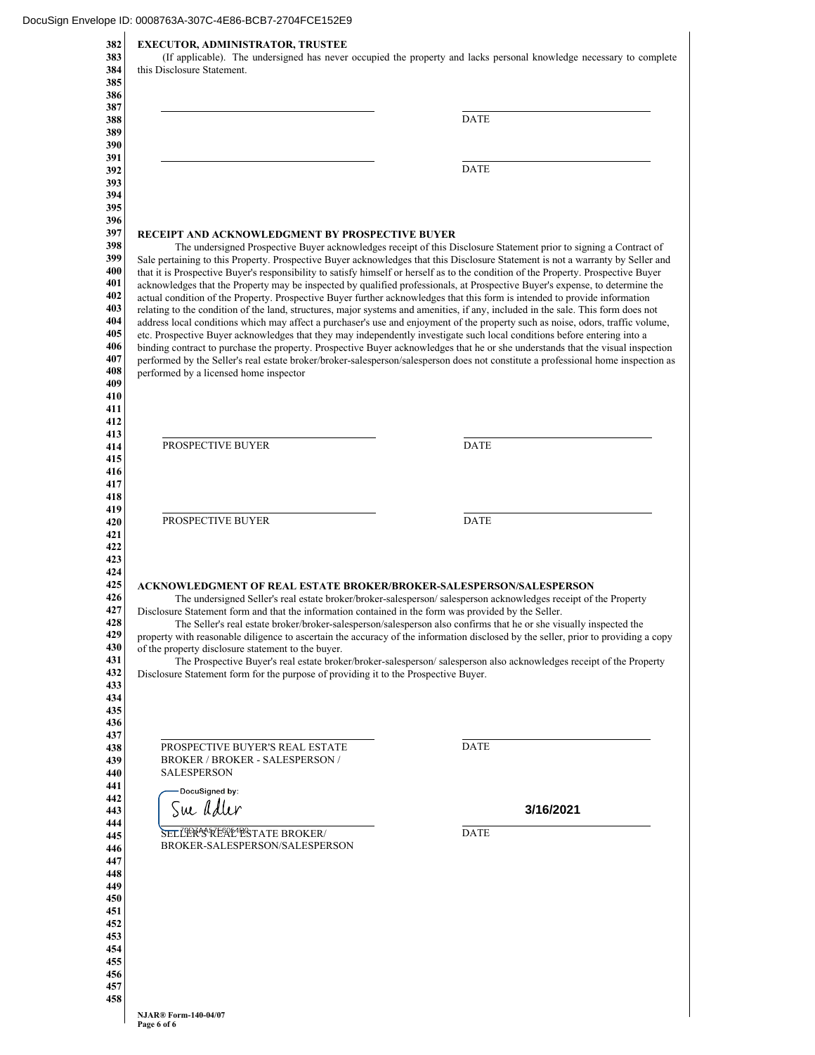**EXECUTOR, ADMINISTRATOR, TRUSTEE**

(If applicable). The undersigned has never occupied the property and lacks personal knowledge necessary to complete this Disclosure Statement.

_________________________________ DATE _______________________

_________________________________ DATE _______________________

**RECEIPT AND ACKNOWLEDGMENT BY PROSPECTIVE BUYER**

The undersigned Prospective Buyer acknowledges receipt of this Disclosure Statement prior to signing a Contract of Sale pertaining to this Property. Prospective Buyer acknowledges that this Disclosure Statement is not a warranty by Seller and that it is Prospective Buyer's responsibility to satisfy himself or herself as to the condition of the Property. Prospective Buyer acknowledges that the Property may be inspected by qualified professionals, at Prospective Buyer's expense, to determine the actual condition of the Property. Prospective Buyer further acknowledges that this form is intended to provide information relating to the condition of the land, structures, major systems and amenities, if any, included in the sale. This form does not address local conditions which may affect a purchaser's use and enjoyment of the property such as noise, odors, traffic volume, etc. Prospective Buyer acknowledges that they may independently investigate such local conditions before entering into a binding contract to purchase the property. Prospective Buyer acknowledges that he or she understands that the visual inspection performed by the Seller's real estate broker/broker-salesperson/salesperson does not constitute a professional home inspection as performed by a licensed home inspector

_________________________________ _______________________
PROSPECTIVE BUYER DATE

_________________________________ _______________________
PROSPECTIVE BUYER DATE

**ACKNOWLEDGMENT OF REAL ESTATE BROKER/BROKER-SALESPERSON/SALESPERSON**

The undersigned Seller's real estate broker/broker-salesperson/ salesperson acknowledges receipt of the Property Disclosure Statement form and that the information contained in the form was provided by the Seller.

The Seller's real estate broker/broker-salesperson/salesperson also confirms that he or she visually inspected the property with reasonable diligence to ascertain the accuracy of the information disclosed by the seller, prior to providing a copy of the property disclosure statement to the buyer.

The Prospective Buyer's real estate broker/broker-salesperson/ salesperson also acknowledges receipt of the Property Disclosure Statement form for the purpose of providing it to the Prospective Buyer.

_________________________________ _______________________
PROSPECTIVE BUYER'S REAL ESTATE BROKER / BROKER - SALESPERSON / SALESPERSON DATE

DocuSigned by:
Sue Adler 3/16/2021
_________________________________ _______________________
SELLER'S REAL ESTATE BROKER/ BROKER-SALESPERSON/SALESPERSON DATE

NJAR® Form-140-04/07
Page 6 of 6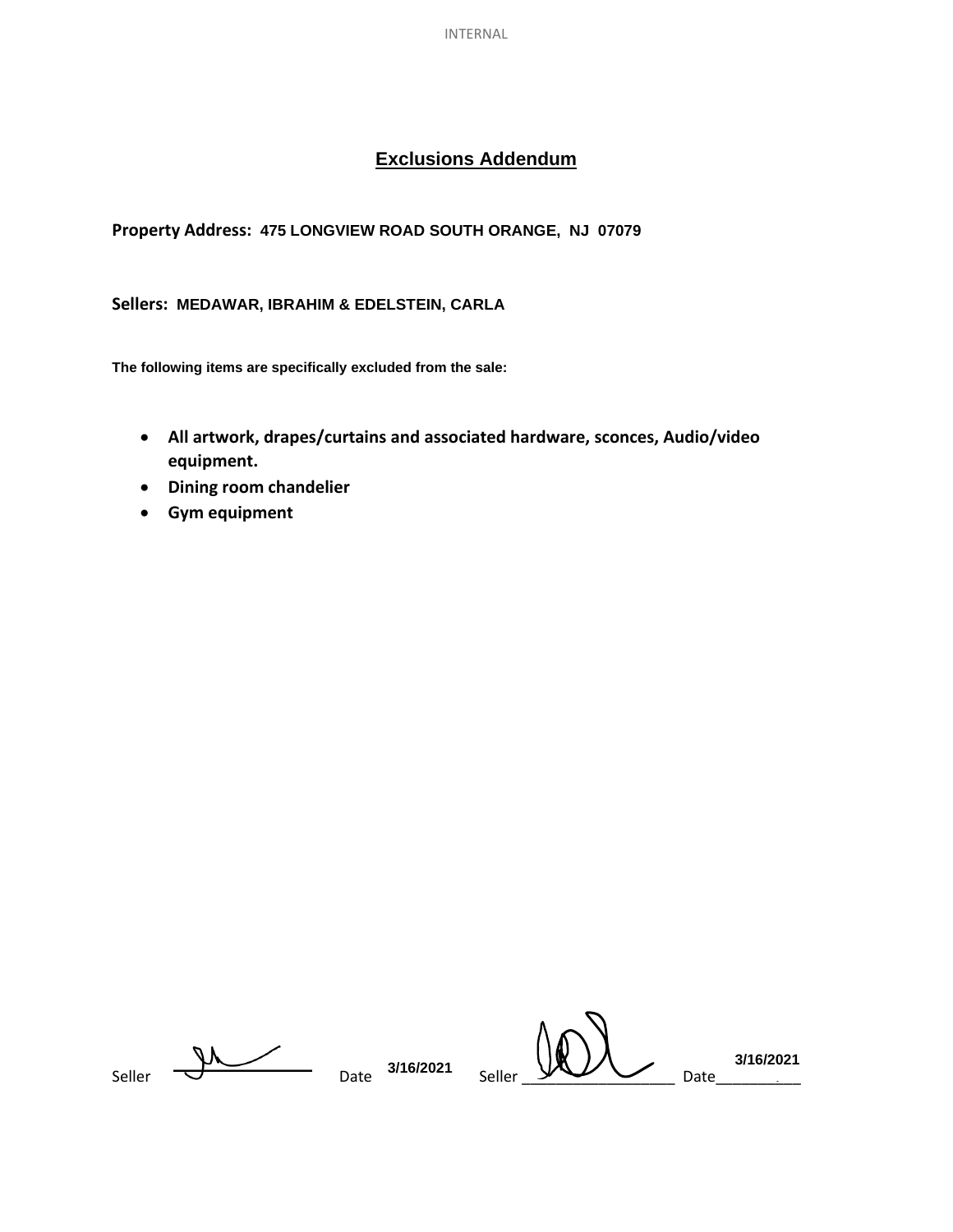# Exclusions Addendum

**Property Address:** 475 LONGVIEW ROAD SOUTH ORANGE, NJ 07079

**Sellers:** MEDAWAR, IBRAHIM & EDELSTEIN, CARLA

**The following items are specifically excluded from the sale:**

- **All artwork, drapes/curtains and associated hardware, sconces, Audio/video equipment.**
- **Dining room chandelier**
- **Gym equipment**

Seller \_\_\_\_\_\_\_\_\_\_\_\_\_\_\_\_ Date 3/16/2021 Seller \_\_\_\_\_\_\_\_\_\_\_\_\_\_\_\_ Date 3/16/2021